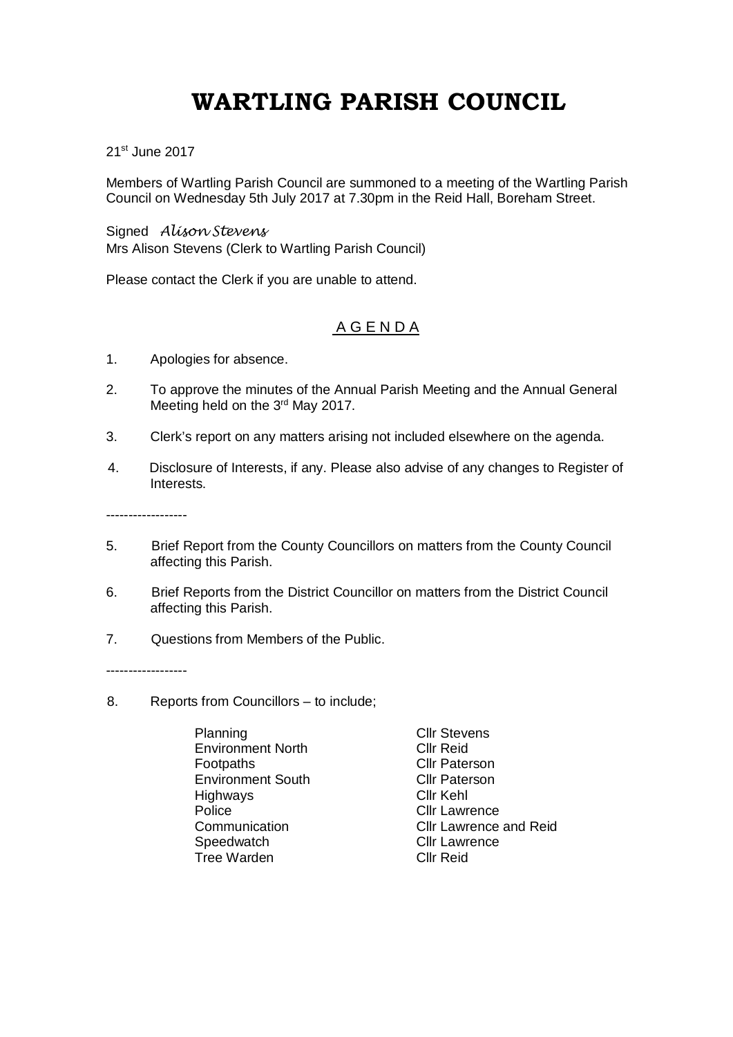# WARTLING PARISH COUNCIL

21st June 2017

Members of Wartling Parish Council are summoned to a meeting of the Wartling Parish Council on Wednesday 5th July 2017 at 7.30pm in the Reid Hall, Boreham Street.

Signed *Alison Stevens*
Mrs Alison Stevens (Clerk to Wartling Parish Council)

Please contact the Clerk if you are unable to attend.

## A G E N D A

1. Apologies for absence.

2. To approve the minutes of the Annual Parish Meeting and the Annual General Meeting held on the 3rd May 2017.

3. Clerk's report on any matters arising not included elsewhere on the agenda.

4. Disclosure of Interests, if any. Please also advise of any changes to Register of Interests.

------------------

5. Brief Report from the County Councillors on matters from the County Council affecting this Parish.

6. Brief Reports from the District Councillor on matters from the District Council affecting this Parish.

7. Questions from Members of the Public.

------------------

8. Reports from Councillors – to include;

| | |
|---|---|
| Planning | Cllr Stevens |
| Environment North | Cllr Reid |
| Footpaths | Cllr Paterson |
| Environment South | Cllr Paterson |
| Highways | Cllr Kehl |
| Police | Cllr Lawrence |
| Communication | Cllr Lawrence and Reid |
| Speedwatch | Cllr Lawrence |
| Tree Warden | Cllr Reid |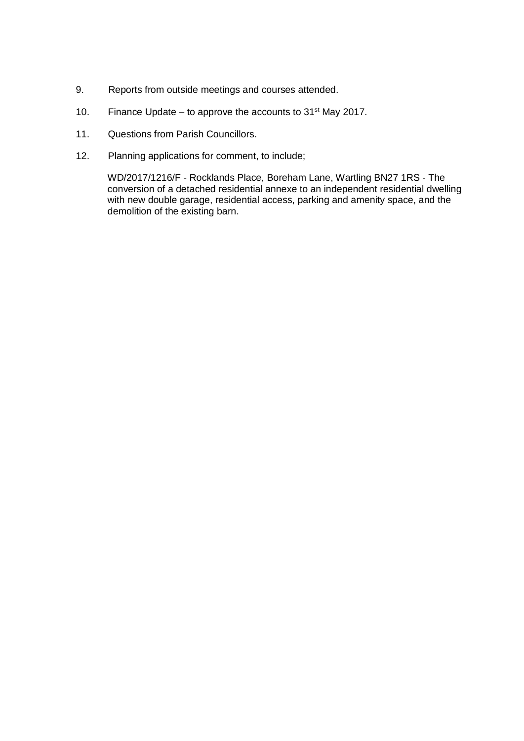9. Reports from outside meetings and courses attended.

10. Finance Update – to approve the accounts to 31st May 2017.

11. Questions from Parish Councillors.

12. Planning applications for comment, to include;

    WD/2017/1216/F - Rocklands Place, Boreham Lane, Wartling BN27 1RS - The conversion of a detached residential annexe to an independent residential dwelling with new double garage, residential access, parking and amenity space, and the demolition of the existing barn.